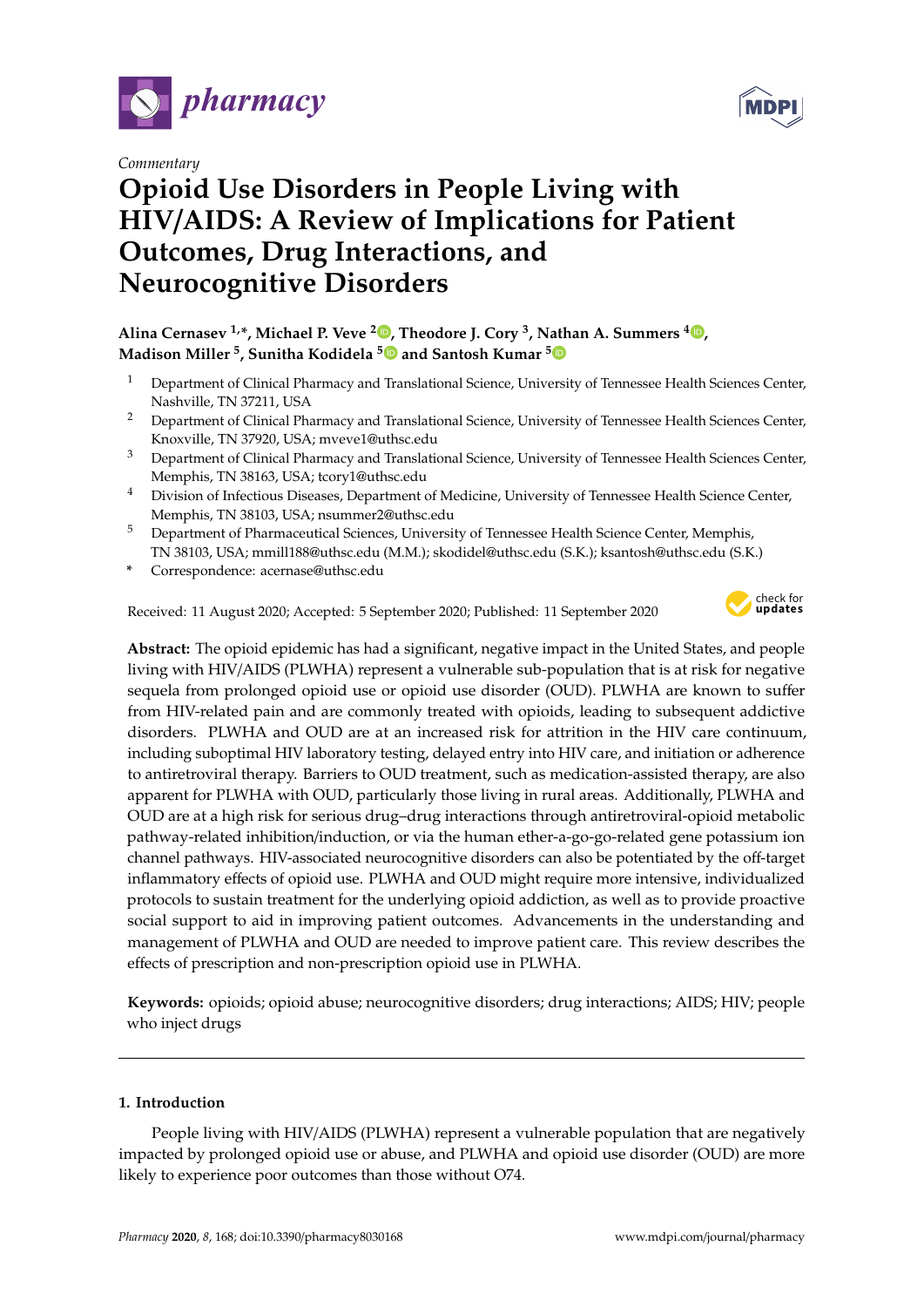*Commentary*

# Opioid Use Disorders in People Living with HIV/AIDS: A Review of Implications for Patient Outcomes, Drug Interactions, and Neurocognitive Disorders

**Alina Cernasev [1,*], Michael P. Veve [2], Theodore J. Cory [3], Nathan A. Summers [4], Madison Miller [5], Sunitha Kodidela [5] and Santosh Kumar [5]**

1. Department of Clinical Pharmacy and Translational Science, University of Tennessee Health Sciences Center, Nashville, TN 37211, USA
2. Department of Clinical Pharmacy and Translational Science, University of Tennessee Health Sciences Center, Knoxville, TN 37920, USA; mveve1@uthsc.edu
3. Department of Clinical Pharmacy and Translational Science, University of Tennessee Health Sciences Center, Memphis, TN 38163, USA; tcory1@uthsc.edu
4. Division of Infectious Diseases, Department of Medicine, University of Tennessee Health Science Center, Memphis, TN 38103, USA; nsummer2@uthsc.edu
5. Department of Pharmaceutical Sciences, University of Tennessee Health Science Center, Memphis, TN 38103, USA; mmill188@uthsc.edu (M.M.); skodidel@uthsc.edu (S.K.); ksantosh@uthsc.edu (S.K.)

\* Correspondence: acernase@uthsc.edu

Received: 11 August 2020; Accepted: 5 September 2020; Published: 11 September 2020

**Abstract:** The opioid epidemic has had a significant, negative impact in the United States, and people living with HIV/AIDS (PLWHA) represent a vulnerable sub-population that is at risk for negative sequela from prolonged opioid use or opioid use disorder (OUD). PLWHA are known to suffer from HIV-related pain and are commonly treated with opioids, leading to subsequent addictive disorders. PLWHA and OUD are at an increased risk for attrition in the HIV care continuum, including suboptimal HIV laboratory testing, delayed entry into HIV care, and initiation or adherence to antiretroviral therapy. Barriers to OUD treatment, such as medication-assisted therapy, are also apparent for PLWHA with OUD, particularly those living in rural areas. Additionally, PLWHA and OUD are at a high risk for serious drug–drug interactions through antiretroviral-opioid metabolic pathway-related inhibition/induction, or via the human ether-a-go-go-related gene potassium ion channel pathways. HIV-associated neurocognitive disorders can also be potentiated by the off-target inflammatory effects of opioid use. PLWHA and OUD might require more intensive, individualized protocols to sustain treatment for the underlying opioid addiction, as well as to provide proactive social support to aid in improving patient outcomes. Advancements in the understanding and management of PLWHA and OUD are needed to improve patient care. This review describes the effects of prescription and non-prescription opioid use in PLWHA.

**Keywords:** opioids; opioid abuse; neurocognitive disorders; drug interactions; AIDS; HIV; people who inject drugs

## 1. Introduction

People living with HIV/AIDS (PLWHA) represent a vulnerable population that are negatively impacted by prolonged opioid use or abuse, and PLWHA and opioid use disorder (OUD) are more likely to experience poor outcomes than those without O74.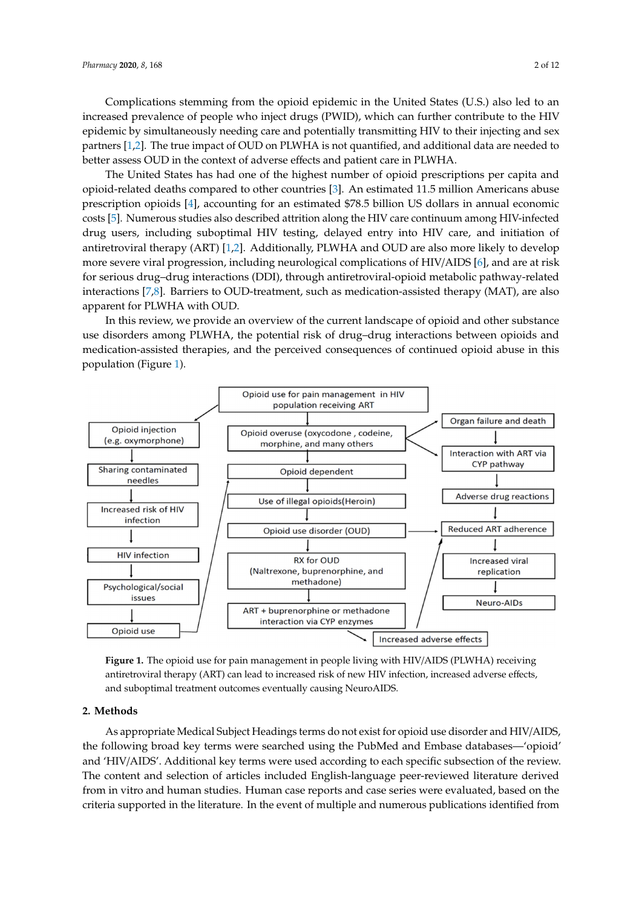Complications stemming from the opioid epidemic in the United States (U.S.) also led to an increased prevalence of people who inject drugs (PWID), which can further contribute to the HIV epidemic by simultaneously needing care and potentially transmitting HIV to their injecting and sex partners [1,2]. The true impact of OUD on PLWHA is not quantified, and additional data are needed to better assess OUD in the context of adverse effects and patient care in PLWHA.

The United States has had one of the highest number of opioid prescriptions per capita and opioid-related deaths compared to other countries [3]. An estimated 11.5 million Americans abuse prescription opioids [4], accounting for an estimated $78.5 billion US dollars in annual economic costs [5]. Numerous studies also described attrition along the HIV care continuum among HIV-infected drug users, including suboptimal HIV testing, delayed entry into HIV care, and initiation of antiretroviral therapy (ART) [1,2]. Additionally, PLWHA and OUD are also more likely to develop more severe viral progression, including neurological complications of HIV/AIDS [6], and are at risk for serious drug–drug interactions (DDI), through antiretroviral-opioid metabolic pathway-related interactions [7,8]. Barriers to OUD-treatment, such as medication-assisted therapy (MAT), are also apparent for PLWHA with OUD.

In this review, we provide an overview of the current landscape of opioid and other substance use disorders among PLWHA, the potential risk of drug–drug interactions between opioids and medication-assisted therapies, and the perceived consequences of continued opioid abuse in this population (Figure 1).

**Figure 1.** The opioid use for pain management in people living with HIV/AIDS (PLWHA) receiving antiretroviral therapy (ART) can lead to increased risk of new HIV infection, increased adverse effects, and suboptimal treatment outcomes eventually causing NeuroAIDS.

## 2. Methods

As appropriate Medical Subject Headings terms do not exist for opioid use disorder and HIV/AIDS, the following broad key terms were searched using the PubMed and Embase databases—'opioid' and 'HIV/AIDS'. Additional key terms were used according to each specific subsection of the review. The content and selection of articles included English-language peer-reviewed literature derived from in vitro and human studies. Human case reports and case series were evaluated, based on the criteria supported in the literature. In the event of multiple and numerous publications identified from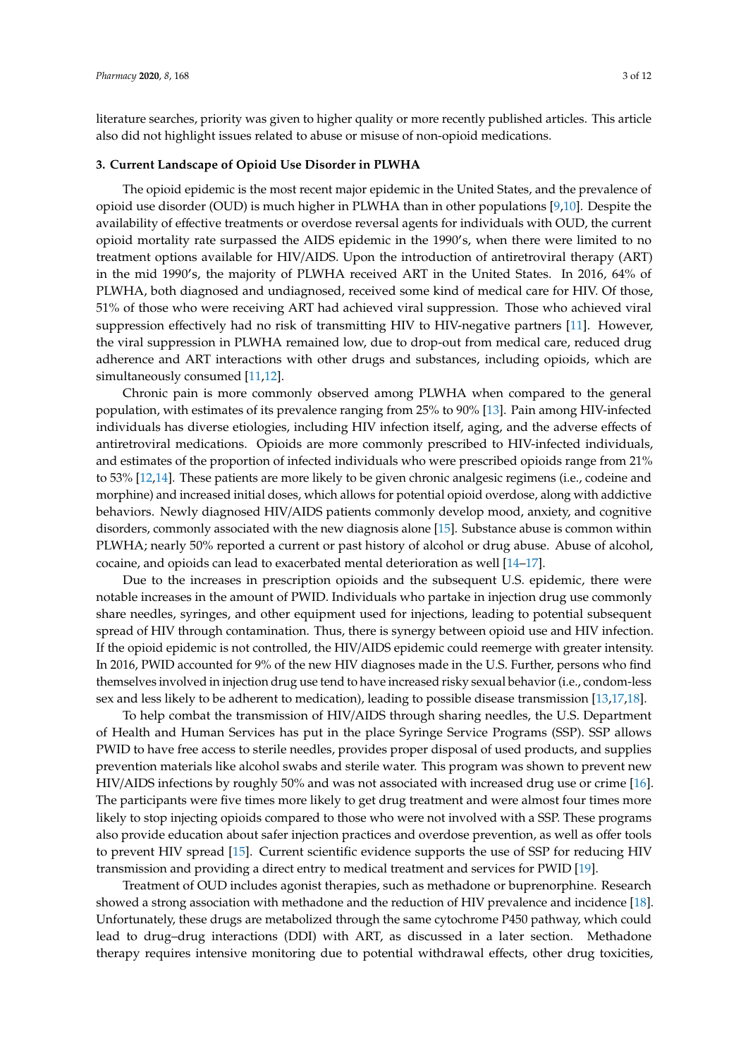literature searches, priority was given to higher quality or more recently published articles. This article also did not highlight issues related to abuse or misuse of non-opioid medications.

## 3. Current Landscape of Opioid Use Disorder in PLWHA

The opioid epidemic is the most recent major epidemic in the United States, and the prevalence of opioid use disorder (OUD) is much higher in PLWHA than in other populations [9,10]. Despite the availability of effective treatments or overdose reversal agents for individuals with OUD, the current opioid mortality rate surpassed the AIDS epidemic in the 1990's, when there were limited to no treatment options available for HIV/AIDS. Upon the introduction of antiretroviral therapy (ART) in the mid 1990's, the majority of PLWHA received ART in the United States. In 2016, 64% of PLWHA, both diagnosed and undiagnosed, received some kind of medical care for HIV. Of those, 51% of those who were receiving ART had achieved viral suppression. Those who achieved viral suppression effectively had no risk of transmitting HIV to HIV-negative partners [11]. However, the viral suppression in PLWHA remained low, due to drop-out from medical care, reduced drug adherence and ART interactions with other drugs and substances, including opioids, which are simultaneously consumed [11,12].

Chronic pain is more commonly observed among PLWHA when compared to the general population, with estimates of its prevalence ranging from 25% to 90% [13]. Pain among HIV-infected individuals has diverse etiologies, including HIV infection itself, aging, and the adverse effects of antiretroviral medications. Opioids are more commonly prescribed to HIV-infected individuals, and estimates of the proportion of infected individuals who were prescribed opioids range from 21% to 53% [12,14]. These patients are more likely to be given chronic analgesic regimens (i.e., codeine and morphine) and increased initial doses, which allows for potential opioid overdose, along with addictive behaviors. Newly diagnosed HIV/AIDS patients commonly develop mood, anxiety, and cognitive disorders, commonly associated with the new diagnosis alone [15]. Substance abuse is common within PLWHA; nearly 50% reported a current or past history of alcohol or drug abuse. Abuse of alcohol, cocaine, and opioids can lead to exacerbated mental deterioration as well [14–17].

Due to the increases in prescription opioids and the subsequent U.S. epidemic, there were notable increases in the amount of PWID. Individuals who partake in injection drug use commonly share needles, syringes, and other equipment used for injections, leading to potential subsequent spread of HIV through contamination. Thus, there is synergy between opioid use and HIV infection. If the opioid epidemic is not controlled, the HIV/AIDS epidemic could reemerge with greater intensity. In 2016, PWID accounted for 9% of the new HIV diagnoses made in the U.S. Further, persons who find themselves involved in injection drug use tend to have increased risky sexual behavior (i.e., condom-less sex and less likely to be adherent to medication), leading to possible disease transmission [13,17,18].

To help combat the transmission of HIV/AIDS through sharing needles, the U.S. Department of Health and Human Services has put in the place Syringe Service Programs (SSP). SSP allows PWID to have free access to sterile needles, provides proper disposal of used products, and supplies prevention materials like alcohol swabs and sterile water. This program was shown to prevent new HIV/AIDS infections by roughly 50% and was not associated with increased drug use or crime [16]. The participants were five times more likely to get drug treatment and were almost four times more likely to stop injecting opioids compared to those who were not involved with a SSP. These programs also provide education about safer injection practices and overdose prevention, as well as offer tools to prevent HIV spread [15]. Current scientific evidence supports the use of SSP for reducing HIV transmission and providing a direct entry to medical treatment and services for PWID [19].

Treatment of OUD includes agonist therapies, such as methadone or buprenorphine. Research showed a strong association with methadone and the reduction of HIV prevalence and incidence [18]. Unfortunately, these drugs are metabolized through the same cytochrome P450 pathway, which could lead to drug–drug interactions (DDI) with ART, as discussed in a later section. Methadone therapy requires intensive monitoring due to potential withdrawal effects, other drug toxicities,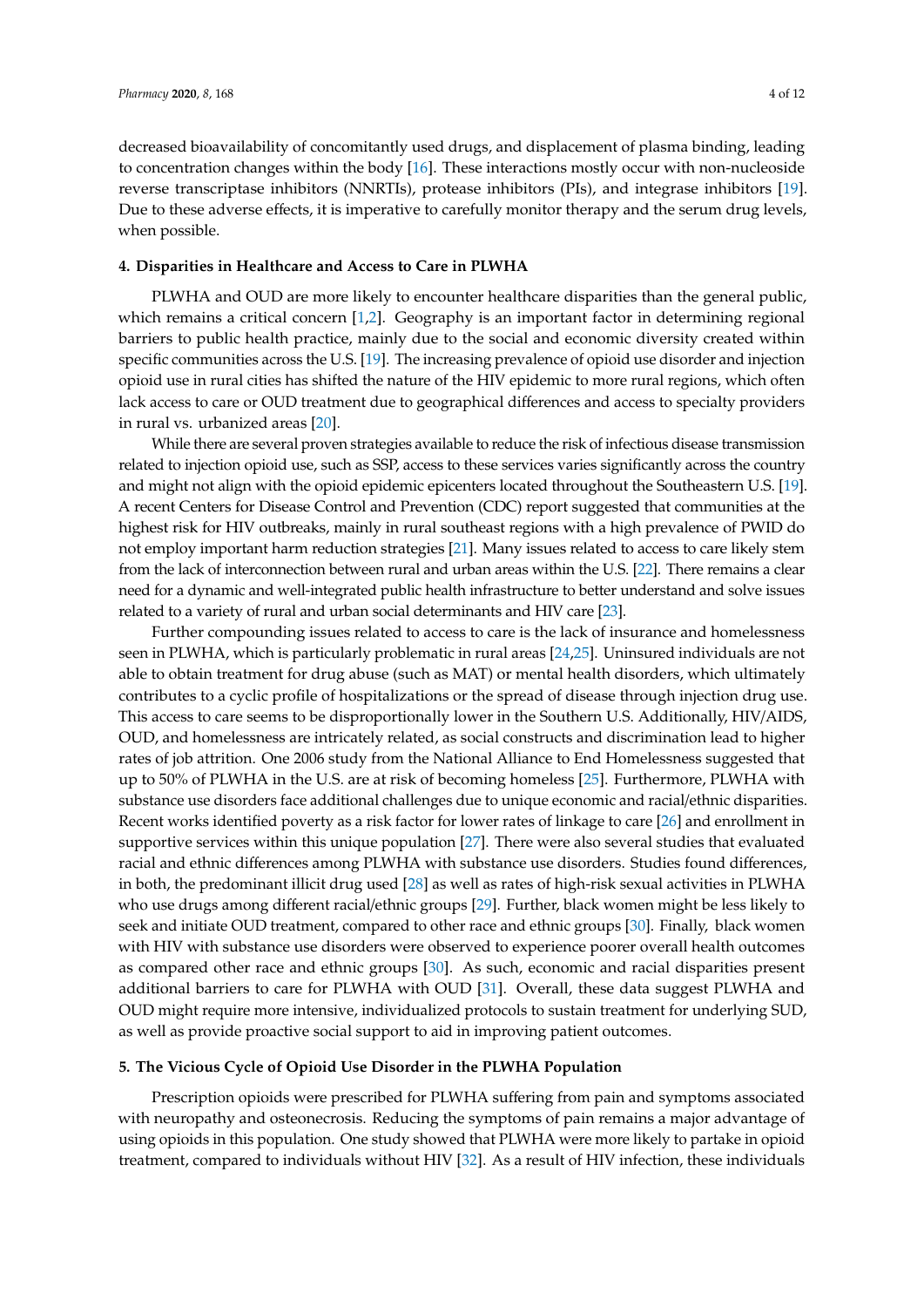decreased bioavailability of concomitantly used drugs, and displacement of plasma binding, leading to concentration changes within the body [16]. These interactions mostly occur with non-nucleoside reverse transcriptase inhibitors (NNRTIs), protease inhibitors (PIs), and integrase inhibitors [19]. Due to these adverse effects, it is imperative to carefully monitor therapy and the serum drug levels, when possible.

## 4. Disparities in Healthcare and Access to Care in PLWHA

PLWHA and OUD are more likely to encounter healthcare disparities than the general public, which remains a critical concern [1,2]. Geography is an important factor in determining regional barriers to public health practice, mainly due to the social and economic diversity created within specific communities across the U.S. [19]. The increasing prevalence of opioid use disorder and injection opioid use in rural cities has shifted the nature of the HIV epidemic to more rural regions, which often lack access to care or OUD treatment due to geographical differences and access to specialty providers in rural vs. urbanized areas [20].

While there are several proven strategies available to reduce the risk of infectious disease transmission related to injection opioid use, such as SSP, access to these services varies significantly across the country and might not align with the opioid epidemic epicenters located throughout the Southeastern U.S. [19]. A recent Centers for Disease Control and Prevention (CDC) report suggested that communities at the highest risk for HIV outbreaks, mainly in rural southeast regions with a high prevalence of PWID do not employ important harm reduction strategies [21]. Many issues related to access to care likely stem from the lack of interconnection between rural and urban areas within the U.S. [22]. There remains a clear need for a dynamic and well-integrated public health infrastructure to better understand and solve issues related to a variety of rural and urban social determinants and HIV care [23].

Further compounding issues related to access to care is the lack of insurance and homelessness seen in PLWHA, which is particularly problematic in rural areas [24,25]. Uninsured individuals are not able to obtain treatment for drug abuse (such as MAT) or mental health disorders, which ultimately contributes to a cyclic profile of hospitalizations or the spread of disease through injection drug use. This access to care seems to be disproportionally lower in the Southern U.S. Additionally, HIV/AIDS, OUD, and homelessness are intricately related, as social constructs and discrimination lead to higher rates of job attrition. One 2006 study from the National Alliance to End Homelessness suggested that up to 50% of PLWHA in the U.S. are at risk of becoming homeless [25]. Furthermore, PLWHA with substance use disorders face additional challenges due to unique economic and racial/ethnic disparities. Recent works identified poverty as a risk factor for lower rates of linkage to care [26] and enrollment in supportive services within this unique population [27]. There were also several studies that evaluated racial and ethnic differences among PLWHA with substance use disorders. Studies found differences, in both, the predominant illicit drug used [28] as well as rates of high-risk sexual activities in PLWHA who use drugs among different racial/ethnic groups [29]. Further, black women might be less likely to seek and initiate OUD treatment, compared to other race and ethnic groups [30]. Finally, black women with HIV with substance use disorders were observed to experience poorer overall health outcomes as compared other race and ethnic groups [30]. As such, economic and racial disparities present additional barriers to care for PLWHA with OUD [31]. Overall, these data suggest PLWHA and OUD might require more intensive, individualized protocols to sustain treatment for underlying SUD, as well as provide proactive social support to aid in improving patient outcomes.

## 5. The Vicious Cycle of Opioid Use Disorder in the PLWHA Population

Prescription opioids were prescribed for PLWHA suffering from pain and symptoms associated with neuropathy and osteonecrosis. Reducing the symptoms of pain remains a major advantage of using opioids in this population. One study showed that PLWHA were more likely to partake in opioid treatment, compared to individuals without HIV [32]. As a result of HIV infection, these individuals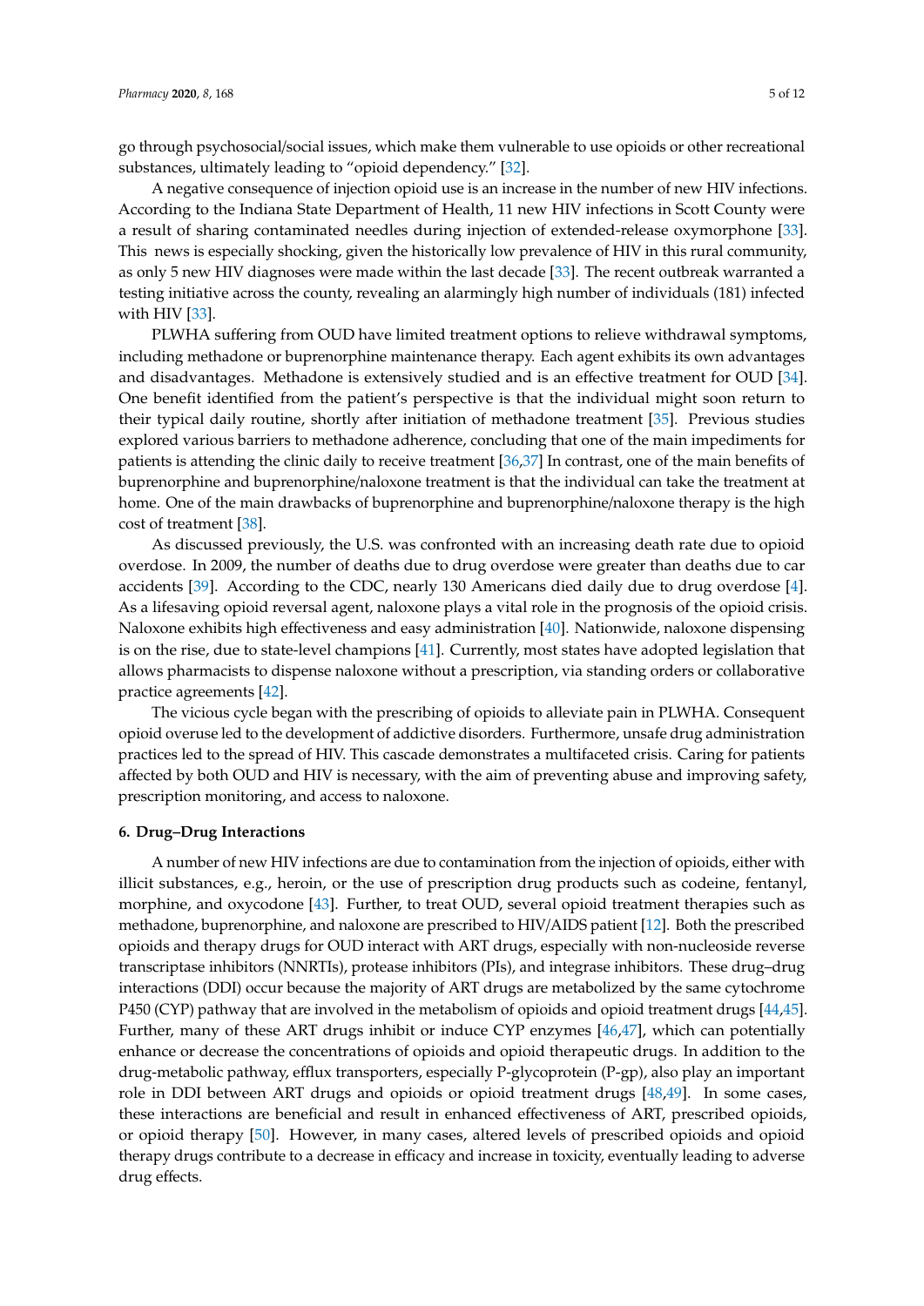go through psychosocial/social issues, which make them vulnerable to use opioids or other recreational substances, ultimately leading to "opioid dependency." [32].

A negative consequence of injection opioid use is an increase in the number of new HIV infections. According to the Indiana State Department of Health, 11 new HIV infections in Scott County were a result of sharing contaminated needles during injection of extended-release oxymorphone [33]. This news is especially shocking, given the historically low prevalence of HIV in this rural community, as only 5 new HIV diagnoses were made within the last decade [33]. The recent outbreak warranted a testing initiative across the county, revealing an alarmingly high number of individuals (181) infected with HIV [33].

PLWHA suffering from OUD have limited treatment options to relieve withdrawal symptoms, including methadone or buprenorphine maintenance therapy. Each agent exhibits its own advantages and disadvantages. Methadone is extensively studied and is an effective treatment for OUD [34]. One benefit identified from the patient's perspective is that the individual might soon return to their typical daily routine, shortly after initiation of methadone treatment [35]. Previous studies explored various barriers to methadone adherence, concluding that one of the main impediments for patients is attending the clinic daily to receive treatment [36,37] In contrast, one of the main benefits of buprenorphine and buprenorphine/naloxone treatment is that the individual can take the treatment at home. One of the main drawbacks of buprenorphine and buprenorphine/naloxone therapy is the high cost of treatment [38].

As discussed previously, the U.S. was confronted with an increasing death rate due to opioid overdose. In 2009, the number of deaths due to drug overdose were greater than deaths due to car accidents [39]. According to the CDC, nearly 130 Americans died daily due to drug overdose [4]. As a lifesaving opioid reversal agent, naloxone plays a vital role in the prognosis of the opioid crisis. Naloxone exhibits high effectiveness and easy administration [40]. Nationwide, naloxone dispensing is on the rise, due to state-level champions [41]. Currently, most states have adopted legislation that allows pharmacists to dispense naloxone without a prescription, via standing orders or collaborative practice agreements [42].

The vicious cycle began with the prescribing of opioids to alleviate pain in PLWHA. Consequent opioid overuse led to the development of addictive disorders. Furthermore, unsafe drug administration practices led to the spread of HIV. This cascade demonstrates a multifaceted crisis. Caring for patients affected by both OUD and HIV is necessary, with the aim of preventing abuse and improving safety, prescription monitoring, and access to naloxone.

## 6. Drug–Drug Interactions

A number of new HIV infections are due to contamination from the injection of opioids, either with illicit substances, e.g., heroin, or the use of prescription drug products such as codeine, fentanyl, morphine, and oxycodone [43]. Further, to treat OUD, several opioid treatment therapies such as methadone, buprenorphine, and naloxone are prescribed to HIV/AIDS patient [12]. Both the prescribed opioids and therapy drugs for OUD interact with ART drugs, especially with non-nucleoside reverse transcriptase inhibitors (NNRTIs), protease inhibitors (PIs), and integrase inhibitors. These drug–drug interactions (DDI) occur because the majority of ART drugs are metabolized by the same cytochrome P450 (CYP) pathway that are involved in the metabolism of opioids and opioid treatment drugs [44,45]. Further, many of these ART drugs inhibit or induce CYP enzymes [46,47], which can potentially enhance or decrease the concentrations of opioids and opioid therapeutic drugs. In addition to the drug-metabolic pathway, efflux transporters, especially P-glycoprotein (P-gp), also play an important role in DDI between ART drugs and opioids or opioid treatment drugs [48,49]. In some cases, these interactions are beneficial and result in enhanced effectiveness of ART, prescribed opioids, or opioid therapy [50]. However, in many cases, altered levels of prescribed opioids and opioid therapy drugs contribute to a decrease in efficacy and increase in toxicity, eventually leading to adverse drug effects.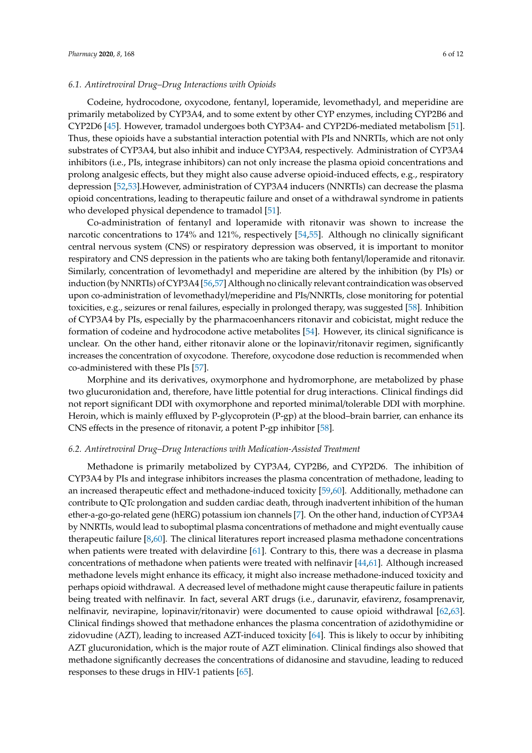### 6.1. Antiretroviral Drug–Drug Interactions with Opioids

Codeine, hydrocodone, oxycodone, fentanyl, loperamide, levomethadyl, and meperidine are primarily metabolized by CYP3A4, and to some extent by other CYP enzymes, including CYP2B6 and CYP2D6 [45]. However, tramadol undergoes both CYP3A4- and CYP2D6-mediated metabolism [51]. Thus, these opioids have a substantial interaction potential with PIs and NNRTIs, which are not only substrates of CYP3A4, but also inhibit and induce CYP3A4, respectively. Administration of CYP3A4 inhibitors (i.e., PIs, integrase inhibitors) can not only increase the plasma opioid concentrations and prolong analgesic effects, but they might also cause adverse opioid-induced effects, e.g., respiratory depression [52,53].However, administration of CYP3A4 inducers (NNRTIs) can decrease the plasma opioid concentrations, leading to therapeutic failure and onset of a withdrawal syndrome in patients who developed physical dependence to tramadol [51].

Co-administration of fentanyl and loperamide with ritonavir was shown to increase the narcotic concentrations to 174% and 121%, respectively [54,55]. Although no clinically significant central nervous system (CNS) or respiratory depression was observed, it is important to monitor respiratory and CNS depression in the patients who are taking both fentanyl/loperamide and ritonavir. Similarly, concentration of levomethadyl and meperidine are altered by the inhibition (by PIs) or induction (by NNRTIs) of CYP3A4 [56,57] Although no clinically relevant contraindication was observed upon co-administration of levomethadyl/meperidine and PIs/NNRTIs, close monitoring for potential toxicities, e.g., seizures or renal failures, especially in prolonged therapy, was suggested [58]. Inhibition of CYP3A4 by PIs, especially by the pharmacoenhancers ritonavir and cobicistat, might reduce the formation of codeine and hydrocodone active metabolites [54]. However, its clinical significance is unclear. On the other hand, either ritonavir alone or the lopinavir/ritonavir regimen, significantly increases the concentration of oxycodone. Therefore, oxycodone dose reduction is recommended when co-administered with these PIs [57].

Morphine and its derivatives, oxymorphone and hydromorphone, are metabolized by phase two glucuronidation and, therefore, have little potential for drug interactions. Clinical findings did not report significant DDI with oxymorphone and reported minimal/tolerable DDI with morphine. Heroin, which is mainly effluxed by P-glycoprotein (P-gp) at the blood–brain barrier, can enhance its CNS effects in the presence of ritonavir, a potent P-gp inhibitor [58].

### 6.2. Antiretroviral Drug–Drug Interactions with Medication-Assisted Treatment

Methadone is primarily metabolized by CYP3A4, CYP2B6, and CYP2D6. The inhibition of CYP3A4 by PIs and integrase inhibitors increases the plasma concentration of methadone, leading to an increased therapeutic effect and methadone-induced toxicity [59,60]. Additionally, methadone can contribute to QTc prolongation and sudden cardiac death, through inadvertent inhibition of the human ether-a-go-go-related gene (hERG) potassium ion channels [7]. On the other hand, induction of CYP3A4 by NNRTIs, would lead to suboptimal plasma concentrations of methadone and might eventually cause therapeutic failure [8,60]. The clinical literatures report increased plasma methadone concentrations when patients were treated with delavirdine [61]. Contrary to this, there was a decrease in plasma concentrations of methadone when patients were treated with nelfinavir [44,61]. Although increased methadone levels might enhance its efficacy, it might also increase methadone-induced toxicity and perhaps opioid withdrawal. A decreased level of methadone might cause therapeutic failure in patients being treated with nelfinavir. In fact, several ART drugs (i.e., darunavir, efavirenz, fosamprenavir, nelfinavir, nevirapine, lopinavir/ritonavir) were documented to cause opioid withdrawal [62,63]. Clinical findings showed that methadone enhances the plasma concentration of azidothymidine or zidovudine (AZT), leading to increased AZT-induced toxicity [64]. This is likely to occur by inhibiting AZT glucuronidation, which is the major route of AZT elimination. Clinical findings also showed that methadone significantly decreases the concentrations of didanosine and stavudine, leading to reduced responses to these drugs in HIV-1 patients [65].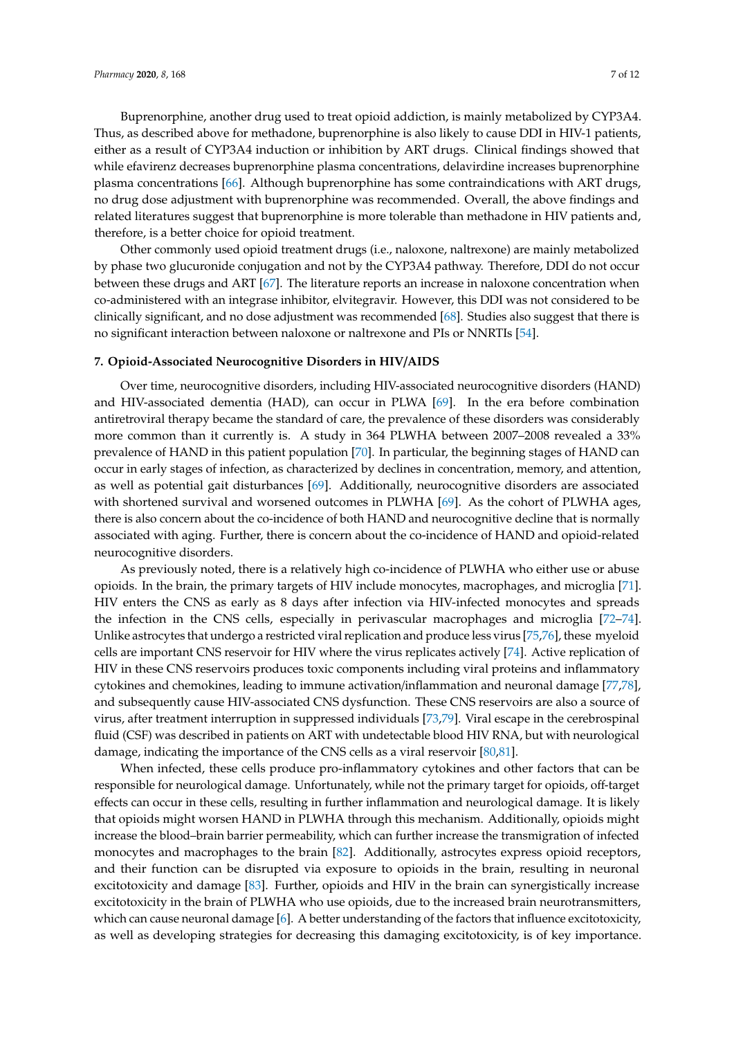Buprenorphine, another drug used to treat opioid addiction, is mainly metabolized by CYP3A4. Thus, as described above for methadone, buprenorphine is also likely to cause DDI in HIV-1 patients, either as a result of CYP3A4 induction or inhibition by ART drugs. Clinical findings showed that while efavirenz decreases buprenorphine plasma concentrations, delavirdine increases buprenorphine plasma concentrations [66]. Although buprenorphine has some contraindications with ART drugs, no drug dose adjustment with buprenorphine was recommended. Overall, the above findings and related literatures suggest that buprenorphine is more tolerable than methadone in HIV patients and, therefore, is a better choice for opioid treatment.

Other commonly used opioid treatment drugs (i.e., naloxone, naltrexone) are mainly metabolized by phase two glucuronide conjugation and not by the CYP3A4 pathway. Therefore, DDI do not occur between these drugs and ART [67]. The literature reports an increase in naloxone concentration when co-administered with an integrase inhibitor, elvitegravir. However, this DDI was not considered to be clinically significant, and no dose adjustment was recommended [68]. Studies also suggest that there is no significant interaction between naloxone or naltrexone and PIs or NNRTIs [54].

## 7. Opioid-Associated Neurocognitive Disorders in HIV/AIDS

Over time, neurocognitive disorders, including HIV-associated neurocognitive disorders (HAND) and HIV-associated dementia (HAD), can occur in PLWA [69]. In the era before combination antiretroviral therapy became the standard of care, the prevalence of these disorders was considerably more common than it currently is. A study in 364 PLWHA between 2007–2008 revealed a 33% prevalence of HAND in this patient population [70]. In particular, the beginning stages of HAND can occur in early stages of infection, as characterized by declines in concentration, memory, and attention, as well as potential gait disturbances [69]. Additionally, neurocognitive disorders are associated with shortened survival and worsened outcomes in PLWHA [69]. As the cohort of PLWHA ages, there is also concern about the co-incidence of both HAND and neurocognitive decline that is normally associated with aging. Further, there is concern about the co-incidence of HAND and opioid-related neurocognitive disorders.

As previously noted, there is a relatively high co-incidence of PLWHA who either use or abuse opioids. In the brain, the primary targets of HIV include monocytes, macrophages, and microglia [71]. HIV enters the CNS as early as 8 days after infection via HIV-infected monocytes and spreads the infection in the CNS cells, especially in perivascular macrophages and microglia [72–74]. Unlike astrocytes that undergo a restricted viral replication and produce less virus [75,76], these myeloid cells are important CNS reservoir for HIV where the virus replicates actively [74]. Active replication of HIV in these CNS reservoirs produces toxic components including viral proteins and inflammatory cytokines and chemokines, leading to immune activation/inflammation and neuronal damage [77,78], and subsequently cause HIV-associated CNS dysfunction. These CNS reservoirs are also a source of virus, after treatment interruption in suppressed individuals [73,79]. Viral escape in the cerebrospinal fluid (CSF) was described in patients on ART with undetectable blood HIV RNA, but with neurological damage, indicating the importance of the CNS cells as a viral reservoir [80,81].

When infected, these cells produce pro-inflammatory cytokines and other factors that can be responsible for neurological damage. Unfortunately, while not the primary target for opioids, off-target effects can occur in these cells, resulting in further inflammation and neurological damage. It is likely that opioids might worsen HAND in PLWHA through this mechanism. Additionally, opioids might increase the blood–brain barrier permeability, which can further increase the transmigration of infected monocytes and macrophages to the brain [82]. Additionally, astrocytes express opioid receptors, and their function can be disrupted via exposure to opioids in the brain, resulting in neuronal excitotoxicity and damage [83]. Further, opioids and HIV in the brain can synergistically increase excitotoxicity in the brain of PLWHA who use opioids, due to the increased brain neurotransmitters, which can cause neuronal damage [6]. A better understanding of the factors that influence excitotoxicity, as well as developing strategies for decreasing this damaging excitotoxicity, is of key importance.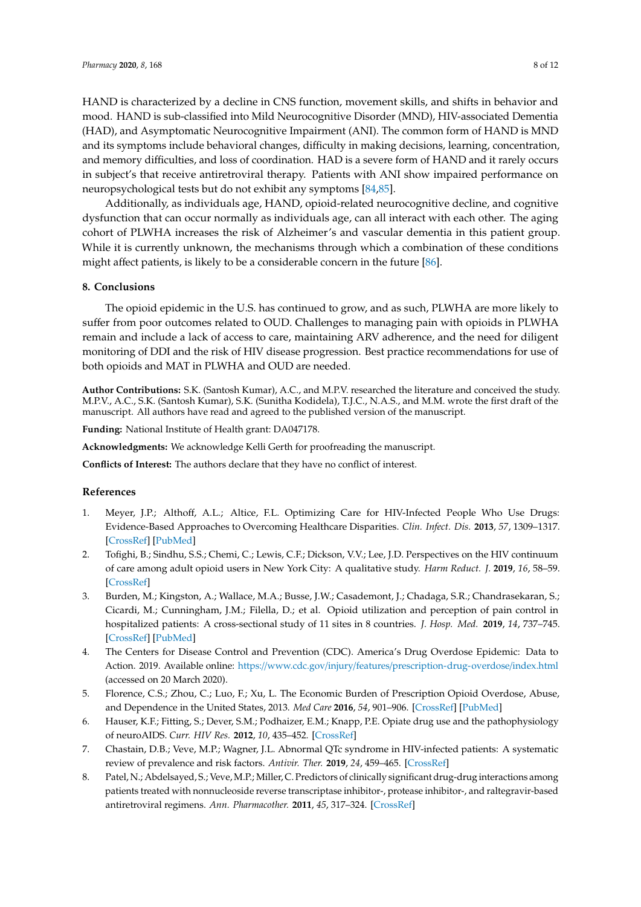HAND is characterized by a decline in CNS function, movement skills, and shifts in behavior and mood. HAND is sub-classified into Mild Neurocognitive Disorder (MND), HIV-associated Dementia (HAD), and Asymptomatic Neurocognitive Impairment (ANI). The common form of HAND is MND and its symptoms include behavioral changes, difficulty in making decisions, learning, concentration, and memory difficulties, and loss of coordination. HAD is a severe form of HAND and it rarely occurs in subject's that receive antiretroviral therapy. Patients with ANI show impaired performance on neuropsychological tests but do not exhibit any symptoms [84,85].

Additionally, as individuals age, HAND, opioid-related neurocognitive decline, and cognitive dysfunction that can occur normally as individuals age, can all interact with each other. The aging cohort of PLWHA increases the risk of Alzheimer's and vascular dementia in this patient group. While it is currently unknown, the mechanisms through which a combination of these conditions might affect patients, is likely to be a considerable concern in the future [86].

## 8. Conclusions

The opioid epidemic in the U.S. has continued to grow, and as such, PLWHA are more likely to suffer from poor outcomes related to OUD. Challenges to managing pain with opioids in PLWHA remain and include a lack of access to care, maintaining ARV adherence, and the need for diligent monitoring of DDI and the risk of HIV disease progression. Best practice recommendations for use of both opioids and MAT in PLWHA and OUD are needed.

**Author Contributions:** S.K. (Santosh Kumar), A.C., and M.P.V. researched the literature and conceived the study. M.P.V., A.C., S.K. (Santosh Kumar), S.K. (Sunitha Kodidela), T.J.C., N.A.S., and M.M. wrote the first draft of the manuscript. All authors have read and agreed to the published version of the manuscript.

**Funding:** National Institute of Health grant: DA047178.

**Acknowledgments:** We acknowledge Kelli Gerth for proofreading the manuscript.

**Conflicts of Interest:** The authors declare that they have no conflict of interest.

## References

1. Meyer, J.P.; Althoff, A.L.; Altice, F.L. Optimizing Care for HIV-Infected People Who Use Drugs: Evidence-Based Approaches to Overcoming Healthcare Disparities. *Clin. Infect. Dis.* **2013**, *57*, 1309–1317. [CrossRef] [PubMed]
2. Tofighi, B.; Sindhu, S.S.; Chemi, C.; Lewis, C.F.; Dickson, V.V.; Lee, J.D. Perspectives on the HIV continuum of care among adult opioid users in New York City: A qualitative study. *Harm Reduct. J.* **2019**, *16*, 58–59. [CrossRef]
3. Burden, M.; Kingston, A.; Wallace, M.A.; Busse, J.W.; Casademont, J.; Chadaga, S.R.; Chandrasekaran, S.; Cicardi, M.; Cunningham, J.M.; Filella, D.; et al. Opioid utilization and perception of pain control in hospitalized patients: A cross-sectional study of 11 sites in 8 countries. *J. Hosp. Med.* **2019**, *14*, 737–745. [CrossRef] [PubMed]
4. The Centers for Disease Control and Prevention (CDC). America's Drug Overdose Epidemic: Data to Action. 2019. Available online: https://www.cdc.gov/injury/features/prescription-drug-overdose/index.html (accessed on 20 March 2020).
5. Florence, C.S.; Zhou, C.; Luo, F.; Xu, L. The Economic Burden of Prescription Opioid Overdose, Abuse, and Dependence in the United States, 2013. *Med Care* **2016**, *54*, 901–906. [CrossRef] [PubMed]
6. Hauser, K.F.; Fitting, S.; Dever, S.M.; Podhaizer, E.M.; Knapp, P.E. Opiate drug use and the pathophysiology of neuroAIDS. *Curr. HIV Res.* **2012**, *10*, 435–452. [CrossRef]
7. Chastain, D.B.; Veve, M.P.; Wagner, J.L. Abnormal QTc syndrome in HIV-infected patients: A systematic review of prevalence and risk factors. *Antivir. Ther.* **2019**, *24*, 459–465. [CrossRef]
8. Patel, N.; Abdelsayed, S.; Veve, M.P.; Miller, C. Predictors of clinically significant drug-drug interactions among patients treated with nonnucleoside reverse transcriptase inhibitor-, protease inhibitor-, and raltegravir-based antiretroviral regimens. *Ann. Pharmacother.* **2011**, *45*, 317–324. [CrossRef]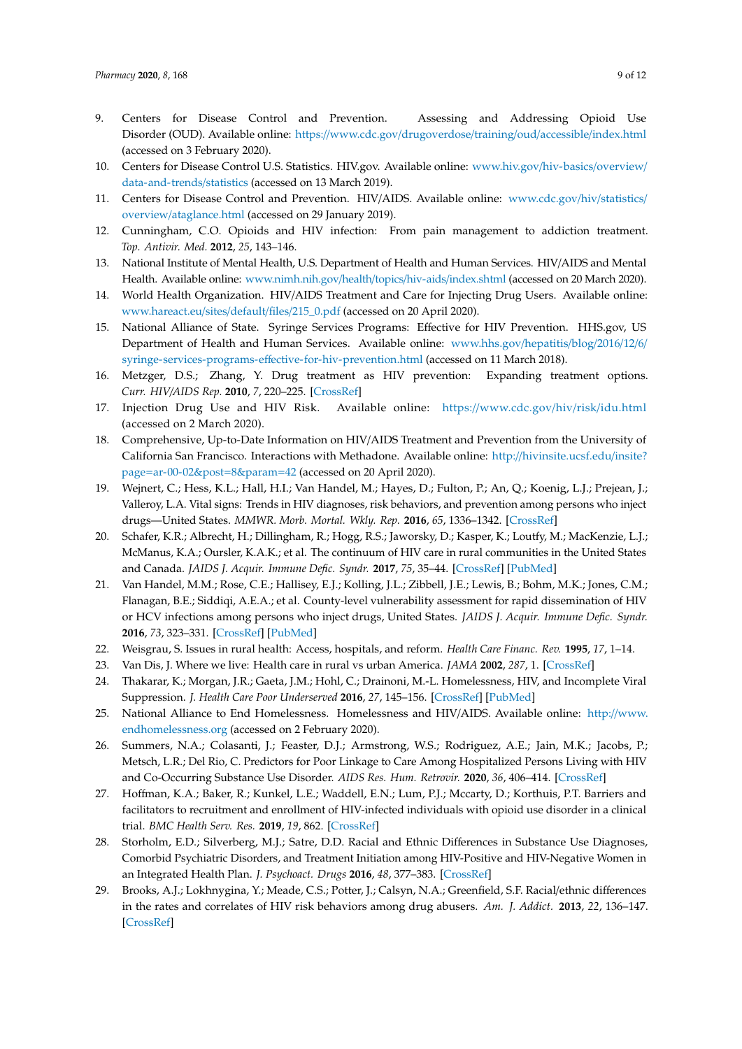9. Centers for Disease Control and Prevention. Assessing and Addressing Opioid Use Disorder (OUD). Available online: https://www.cdc.gov/drugoverdose/training/oud/accessible/index.html (accessed on 3 February 2020).
10. Centers for Disease Control U.S. Statistics. HIV.gov. Available online: www.hiv.gov/hiv-basics/overview/data-and-trends/statistics (accessed on 13 March 2019).
11. Centers for Disease Control and Prevention. HIV/AIDS. Available online: www.cdc.gov/hiv/statistics/overview/ataglance.html (accessed on 29 January 2019).
12. Cunningham, C.O. Opioids and HIV infection: From pain management to addiction treatment. *Top. Antivir. Med.* **2012**, *25*, 143–146.
13. National Institute of Mental Health, U.S. Department of Health and Human Services. HIV/AIDS and Mental Health. Available online: www.nimh.nih.gov/health/topics/hiv-aids/index.shtml (accessed on 20 March 2020).
14. World Health Organization. HIV/AIDS Treatment and Care for Injecting Drug Users. Available online: www.hareact.eu/sites/default/files/215_0.pdf (accessed on 20 April 2020).
15. National Alliance of State. Syringe Services Programs: Effective for HIV Prevention. HHS.gov, US Department of Health and Human Services. Available online: www.hhs.gov/hepatitis/blog/2016/12/6/syringe-services-programs-effective-for-hiv-prevention.html (accessed on 11 March 2018).
16. Metzger, D.S.; Zhang, Y. Drug treatment as HIV prevention: Expanding treatment options. *Curr. HIV/AIDS Rep.* **2010**, *7*, 220–225. [CrossRef]
17. Injection Drug Use and HIV Risk. Available online: https://www.cdc.gov/hiv/risk/idu.html (accessed on 2 March 2020).
18. Comprehensive, Up-to-Date Information on HIV/AIDS Treatment and Prevention from the University of California San Francisco. Interactions with Methadone. Available online: http://hivinsite.ucsf.edu/insite?page=ar-00-02&post=8&param=42 (accessed on 20 April 2020).
19. Wejnert, C.; Hess, K.L.; Hall, H.I.; Van Handel, M.; Hayes, D.; Fulton, P.; An, Q.; Koenig, L.J.; Prejean, J.; Valleroy, L.A. Vital signs: Trends in HIV diagnoses, risk behaviors, and prevention among persons who inject drugs—United States. *MMWR. Morb. Mortal. Wkly. Rep.* **2016**, *65*, 1336–1342. [CrossRef]
20. Schafer, K.R.; Albrecht, H.; Dillingham, R.; Hogg, R.S.; Jaworsky, D.; Kasper, K.; Loutfy, M.; MacKenzie, L.J.; McManus, K.A.; Oursler, K.A.K.; et al. The continuum of HIV care in rural communities in the United States and Canada. *JAIDS J. Acquir. Immune Defic. Syndr.* **2017**, *75*, 35–44. [CrossRef] [PubMed]
21. Van Handel, M.M.; Rose, C.E.; Hallisey, E.J.; Kolling, J.L.; Zibbell, J.E.; Lewis, B.; Bohm, M.K.; Jones, C.M.; Flanagan, B.E.; Siddiqi, A.E.A.; et al. County-level vulnerability assessment for rapid dissemination of HIV or HCV infections among persons who inject drugs, United States. *JAIDS J. Acquir. Immune Defic. Syndr.* **2016**, *73*, 323–331. [CrossRef] [PubMed]
22. Weisgrau, S. Issues in rural health: Access, hospitals, and reform. *Health Care Financ. Rev.* **1995**, *17*, 1–14.
23. Van Dis, J. Where we live: Health care in rural vs urban America. *JAMA* **2002**, *287*, 1. [CrossRef]
24. Thakarar, K.; Morgan, J.R.; Gaeta, J.M.; Hohl, C.; Drainoni, M.-L. Homelessness, HIV, and Incomplete Viral Suppression. *J. Health Care Poor Underserved* **2016**, *27*, 145–156. [CrossRef] [PubMed]
25. National Alliance to End Homelessness. Homelessness and HIV/AIDS. Available online: http://www.endhomelessness.org (accessed on 2 February 2020).
26. Summers, N.A.; Colasanti, J.; Feaster, D.J.; Armstrong, W.S.; Rodriguez, A.E.; Jain, M.K.; Jacobs, P.; Metsch, L.R.; Del Rio, C. Predictors for Poor Linkage to Care Among Hospitalized Persons Living with HIV and Co-Occurring Substance Use Disorder. *AIDS Res. Hum. Retrovir.* **2020**, *36*, 406–414. [CrossRef]
27. Hoffman, K.A.; Baker, R.; Kunkel, L.E.; Waddell, E.N.; Lum, P.J.; Mccarty, D.; Korthuis, P.T. Barriers and facilitators to recruitment and enrollment of HIV-infected individuals with opioid use disorder in a clinical trial. *BMC Health Serv. Res.* **2019**, *19*, 862. [CrossRef]
28. Storholm, E.D.; Silverberg, M.J.; Satre, D.D. Racial and Ethnic Differences in Substance Use Diagnoses, Comorbid Psychiatric Disorders, and Treatment Initiation among HIV-Positive and HIV-Negative Women in an Integrated Health Plan. *J. Psychoact. Drugs* **2016**, *48*, 377–383. [CrossRef]
29. Brooks, A.J.; Lokhnygina, Y.; Meade, C.S.; Potter, J.; Calsyn, N.A.; Greenfield, S.F. Racial/ethnic differences in the rates and correlates of HIV risk behaviors among drug abusers. *Am. J. Addict.* **2013**, *22*, 136–147. [CrossRef]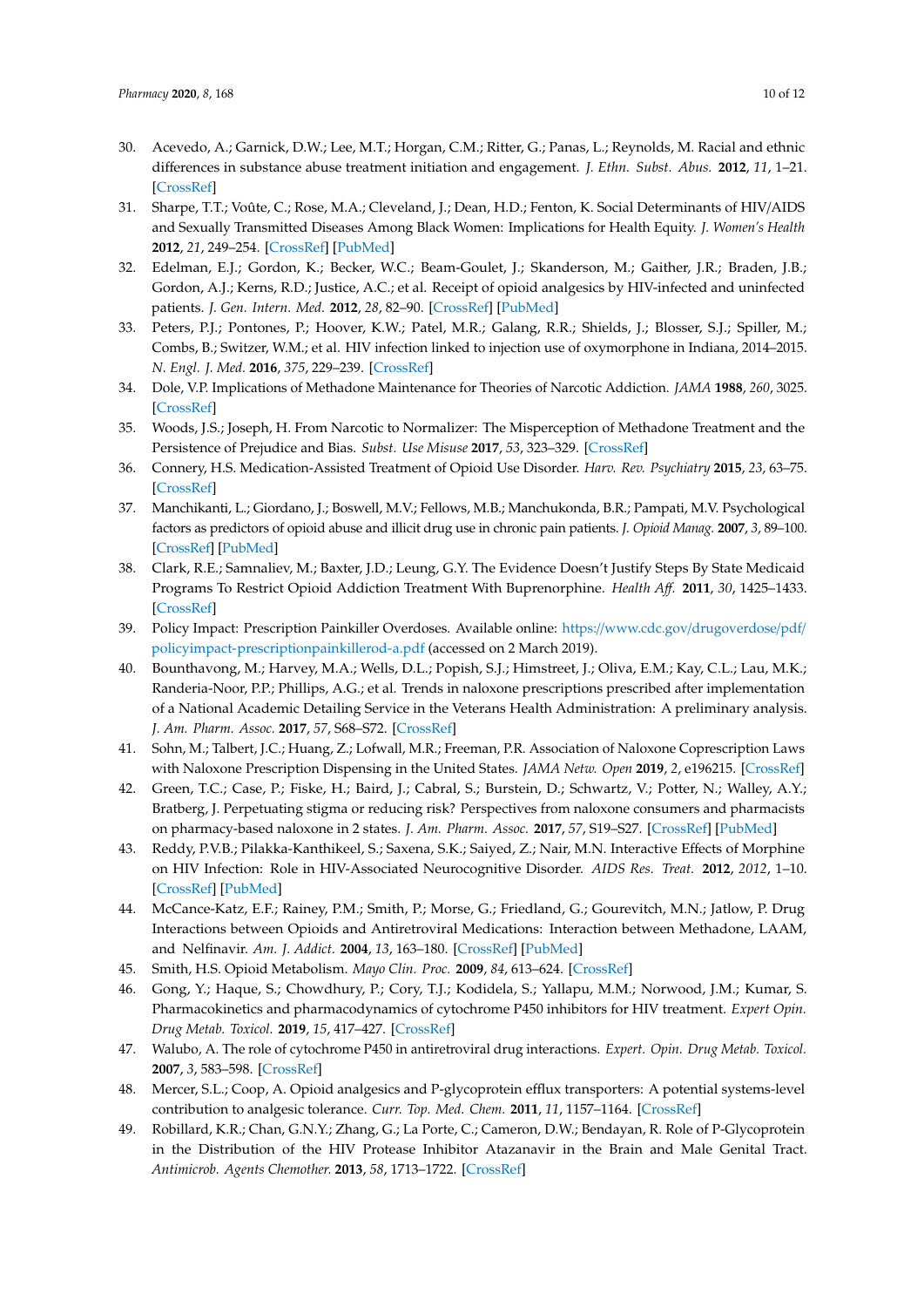30. Acevedo, A.; Garnick, D.W.; Lee, M.T.; Horgan, C.M.; Ritter, G.; Panas, L.; Reynolds, M. Racial and ethnic differences in substance abuse treatment initiation and engagement. *J. Ethn. Subst. Abus.* **2012**, *11*, 1–21. [CrossRef]
31. Sharpe, T.T.; Voûte, C.; Rose, M.A.; Cleveland, J.; Dean, H.D.; Fenton, K. Social Determinants of HIV/AIDS and Sexually Transmitted Diseases Among Black Women: Implications for Health Equity. *J. Women's Health* **2012**, *21*, 249–254. [CrossRef] [PubMed]
32. Edelman, E.J.; Gordon, K.; Becker, W.C.; Beam-Goulet, J.; Skanderson, M.; Gaither, J.R.; Braden, J.B.; Gordon, A.J.; Kerns, R.D.; Justice, A.C.; et al. Receipt of opioid analgesics by HIV-infected and uninfected patients. *J. Gen. Intern. Med.* **2012**, *28*, 82–90. [CrossRef] [PubMed]
33. Peters, P.J.; Pontones, P.; Hoover, K.W.; Patel, M.R.; Galang, R.R.; Shields, J.; Blosser, S.J.; Spiller, M.; Combs, B.; Switzer, W.M.; et al. HIV infection linked to injection use of oxymorphone in Indiana, 2014–2015. *N. Engl. J. Med.* **2016**, *375*, 229–239. [CrossRef]
34. Dole, V.P. Implications of Methadone Maintenance for Theories of Narcotic Addiction. *JAMA* **1988**, *260*, 3025. [CrossRef]
35. Woods, J.S.; Joseph, H. From Narcotic to Normalizer: The Misperception of Methadone Treatment and the Persistence of Prejudice and Bias. *Subst. Use Misuse* **2017**, *53*, 323–329. [CrossRef]
36. Connery, H.S. Medication-Assisted Treatment of Opioid Use Disorder. *Harv. Rev. Psychiatry* **2015**, *23*, 63–75. [CrossRef]
37. Manchikanti, L.; Giordano, J.; Boswell, M.V.; Fellows, M.B.; Manchukonda, B.R.; Pampati, M.V. Psychological factors as predictors of opioid abuse and illicit drug use in chronic pain patients. *J. Opioid Manag.* **2007**, *3*, 89–100. [CrossRef] [PubMed]
38. Clark, R.E.; Samnaliev, M.; Baxter, J.D.; Leung, G.Y. The Evidence Doesn't Justify Steps By State Medicaid Programs To Restrict Opioid Addiction Treatment With Buprenorphine. *Health Aff.* **2011**, *30*, 1425–1433. [CrossRef]
39. Policy Impact: Prescription Painkiller Overdoses. Available online: https://www.cdc.gov/drugoverdose/pdf/policyimpact-prescriptionpainkillerod-a.pdf (accessed on 2 March 2019).
40. Bounthavong, M.; Harvey, M.A.; Wells, D.L.; Popish, S.J.; Himstreet, J.; Oliva, E.M.; Kay, C.L.; Lau, M.K.; Randeria-Noor, P.P.; Phillips, A.G.; et al. Trends in naloxone prescriptions prescribed after implementation of a National Academic Detailing Service in the Veterans Health Administration: A preliminary analysis. *J. Am. Pharm. Assoc.* **2017**, *57*, S68–S72. [CrossRef]
41. Sohn, M.; Talbert, J.C.; Huang, Z.; Lofwall, M.R.; Freeman, P.R. Association of Naloxone Coprescription Laws with Naloxone Prescription Dispensing in the United States. *JAMA Netw. Open* **2019**, *2*, e196215. [CrossRef]
42. Green, T.C.; Case, P.; Fiske, H.; Baird, J.; Cabral, S.; Burstein, D.; Schwartz, V.; Potter, N.; Walley, A.Y.; Bratberg, J. Perpetuating stigma or reducing risk? Perspectives from naloxone consumers and pharmacists on pharmacy-based naloxone in 2 states. *J. Am. Pharm. Assoc.* **2017**, *57*, S19–S27. [CrossRef] [PubMed]
43. Reddy, P.V.B.; Pilakka-Kanthikeel, S.; Saxena, S.K.; Saiyed, Z.; Nair, M.N. Interactive Effects of Morphine on HIV Infection: Role in HIV-Associated Neurocognitive Disorder. *AIDS Res. Treat.* **2012**, *2012*, 1–10. [CrossRef] [PubMed]
44. McCance-Katz, E.F.; Rainey, P.M.; Smith, P.; Morse, G.; Friedland, G.; Gourevitch, M.N.; Jatlow, P. Drug Interactions between Opioids and Antiretroviral Medications: Interaction between Methadone, LAAM, and Nelfinavir. *Am. J. Addict.* **2004**, *13*, 163–180. [CrossRef] [PubMed]
45. Smith, H.S. Opioid Metabolism. *Mayo Clin. Proc.* **2009**, *84*, 613–624. [CrossRef]
46. Gong, Y.; Haque, S.; Chowdhury, P.; Cory, T.J.; Kodidela, S.; Yallapu, M.M.; Norwood, J.M.; Kumar, S. Pharmacokinetics and pharmacodynamics of cytochrome P450 inhibitors for HIV treatment. *Expert Opin. Drug Metab. Toxicol.* **2019**, *15*, 417–427. [CrossRef]
47. Walubo, A. The role of cytochrome P450 in antiretroviral drug interactions. *Expert. Opin. Drug Metab. Toxicol.* **2007**, *3*, 583–598. [CrossRef]
48. Mercer, S.L.; Coop, A. Opioid analgesics and P-glycoprotein efflux transporters: A potential systems-level contribution to analgesic tolerance. *Curr. Top. Med. Chem.* **2011**, *11*, 1157–1164. [CrossRef]
49. Robillard, K.R.; Chan, G.N.Y.; Zhang, G.; La Porte, C.; Cameron, D.W.; Bendayan, R. Role of P-Glycoprotein in the Distribution of the HIV Protease Inhibitor Atazanavir in the Brain and Male Genital Tract. *Antimicrob. Agents Chemother.* **2013**, *58*, 1713–1722. [CrossRef]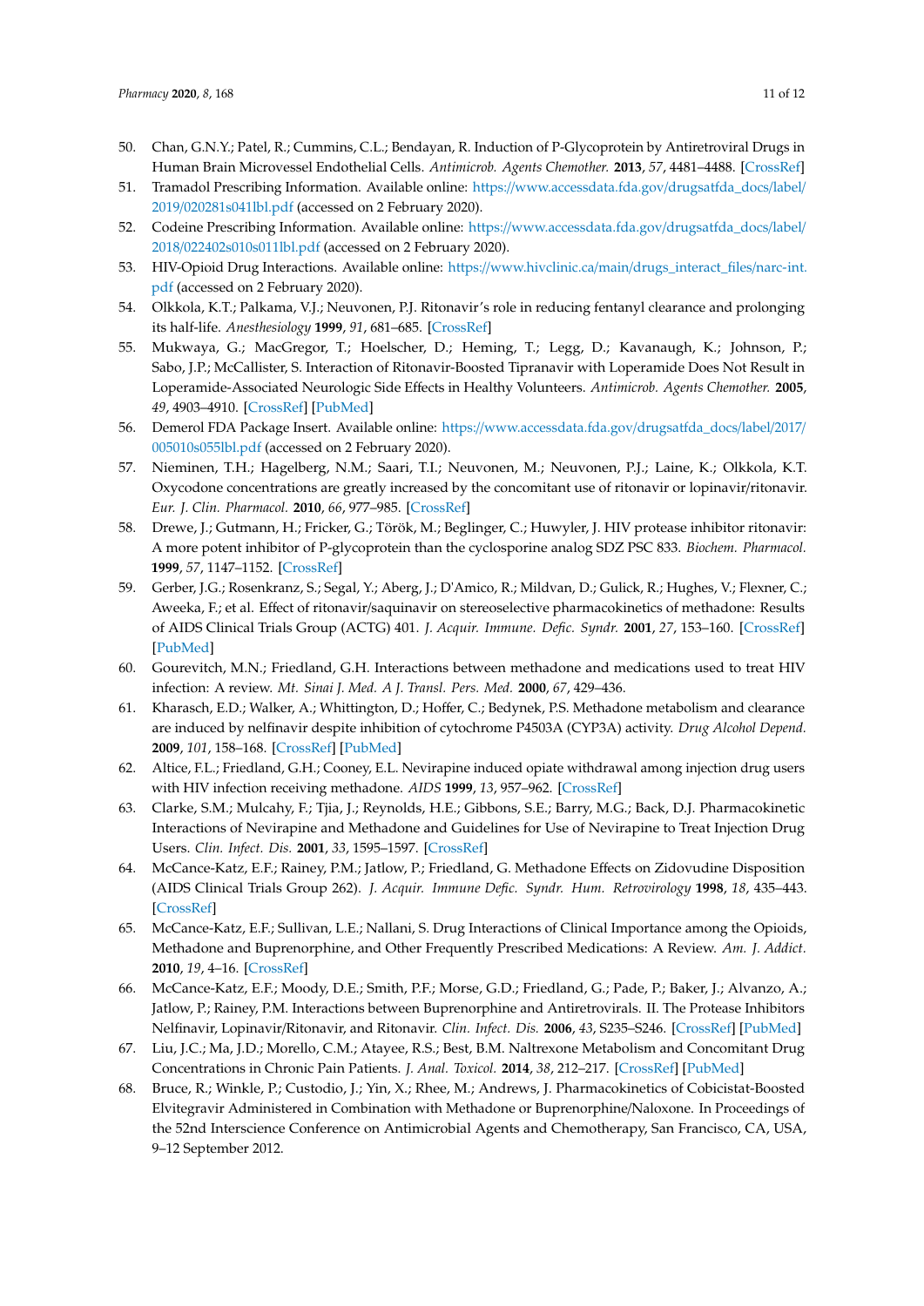50. Chan, G.N.Y.; Patel, R.; Cummins, C.L.; Bendayan, R. Induction of P-Glycoprotein by Antiretroviral Drugs in Human Brain Microvessel Endothelial Cells. *Antimicrob. Agents Chemother.* **2013**, *57*, 4481–4488. [CrossRef]
51. Tramadol Prescribing Information. Available online: https://www.accessdata.fda.gov/drugsatfda_docs/label/2019/020281s041lbl.pdf (accessed on 2 February 2020).
52. Codeine Prescribing Information. Available online: https://www.accessdata.fda.gov/drugsatfda_docs/label/2018/022402s010s011lbl.pdf (accessed on 2 February 2020).
53. HIV-Opioid Drug Interactions. Available online: https://www.hivclinic.ca/main/drugs_interact_files/narc-int.pdf (accessed on 2 February 2020).
54. Olkkola, K.T.; Palkama, V.J.; Neuvonen, P.J. Ritonavir's role in reducing fentanyl clearance and prolonging its half-life. *Anesthesiology* **1999**, *91*, 681–685. [CrossRef]
55. Mukwaya, G.; MacGregor, T.; Hoelscher, D.; Heming, T.; Legg, D.; Kavanaugh, K.; Johnson, P.; Sabo, J.P.; McCallister, S. Interaction of Ritonavir-Boosted Tipranavir with Loperamide Does Not Result in Loperamide-Associated Neurologic Side Effects in Healthy Volunteers. *Antimicrob. Agents Chemother.* **2005**, *49*, 4903–4910. [CrossRef] [PubMed]
56. Demerol FDA Package Insert. Available online: https://www.accessdata.fda.gov/drugsatfda_docs/label/2017/005010s055lbl.pdf (accessed on 2 February 2020).
57. Nieminen, T.H.; Hagelberg, N.M.; Saari, T.I.; Neuvonen, M.; Neuvonen, P.J.; Laine, K.; Olkkola, K.T. Oxycodone concentrations are greatly increased by the concomitant use of ritonavir or lopinavir/ritonavir. *Eur. J. Clin. Pharmacol.* **2010**, *66*, 977–985. [CrossRef]
58. Drewe, J.; Gutmann, H.; Fricker, G.; Török, M.; Beglinger, C.; Huwyler, J. HIV protease inhibitor ritonavir: A more potent inhibitor of P-glycoprotein than the cyclosporine analog SDZ PSC 833. *Biochem. Pharmacol.* **1999**, *57*, 1147–1152. [CrossRef]
59. Gerber, J.G.; Rosenkranz, S.; Segal, Y.; Aberg, J.; D'Amico, R.; Mildvan, D.; Gulick, R.; Hughes, V.; Flexner, C.; Aweeka, F.; et al. Effect of ritonavir/saquinavir on stereoselective pharmacokinetics of methadone: Results of AIDS Clinical Trials Group (ACTG) 401. *J. Acquir. Immune. Defic. Syndr.* **2001**, *27*, 153–160. [CrossRef] [PubMed]
60. Gourevitch, M.N.; Friedland, G.H. Interactions between methadone and medications used to treat HIV infection: A review. *Mt. Sinai J. Med. A J. Transl. Pers. Med.* **2000**, *67*, 429–436.
61. Kharasch, E.D.; Walker, A.; Whittington, D.; Hoffer, C.; Bedynek, P.S. Methadone metabolism and clearance are induced by nelfinavir despite inhibition of cytochrome P4503A (CYP3A) activity. *Drug Alcohol Depend.* **2009**, *101*, 158–168. [CrossRef] [PubMed]
62. Altice, F.L.; Friedland, G.H.; Cooney, E.L. Nevirapine induced opiate withdrawal among injection drug users with HIV infection receiving methadone. *AIDS* **1999**, *13*, 957–962. [CrossRef]
63. Clarke, S.M.; Mulcahy, F.; Tjia, J.; Reynolds, H.E.; Gibbons, S.E.; Barry, M.G.; Back, D.J. Pharmacokinetic Interactions of Nevirapine and Methadone and Guidelines for Use of Nevirapine to Treat Injection Drug Users. *Clin. Infect. Dis.* **2001**, *33*, 1595–1597. [CrossRef]
64. McCance-Katz, E.F.; Rainey, P.M.; Jatlow, P.; Friedland, G. Methadone Effects on Zidovudine Disposition (AIDS Clinical Trials Group 262). *J. Acquir. Immune Defic. Syndr. Hum. Retrovirology* **1998**, *18*, 435–443. [CrossRef]
65. McCance-Katz, E.F.; Sullivan, L.E.; Nallani, S. Drug Interactions of Clinical Importance among the Opioids, Methadone and Buprenorphine, and Other Frequently Prescribed Medications: A Review. *Am. J. Addict.* **2010**, *19*, 4–16. [CrossRef]
66. McCance-Katz, E.F.; Moody, D.E.; Smith, P.F.; Morse, G.D.; Friedland, G.; Pade, P.; Baker, J.; Alvanzo, A.; Jatlow, P.; Rainey, P.M. Interactions between Buprenorphine and Antiretrovirals. II. The Protease Inhibitors Nelfinavir, Lopinavir/Ritonavir, and Ritonavir. *Clin. Infect. Dis.* **2006**, *43*, S235–S246. [CrossRef] [PubMed]
67. Liu, J.C.; Ma, J.D.; Morello, C.M.; Atayee, R.S.; Best, B.M. Naltrexone Metabolism and Concomitant Drug Concentrations in Chronic Pain Patients. *J. Anal. Toxicol.* **2014**, *38*, 212–217. [CrossRef] [PubMed]
68. Bruce, R.; Winkle, P.; Custodio, J.; Yin, X.; Rhee, M.; Andrews, J. Pharmacokinetics of Cobicistat-Boosted Elvitegravir Administered in Combination with Methadone or Buprenorphine/Naloxone. In Proceedings of the 52nd Interscience Conference on Antimicrobial Agents and Chemotherapy, San Francisco, CA, USA, 9–12 September 2012.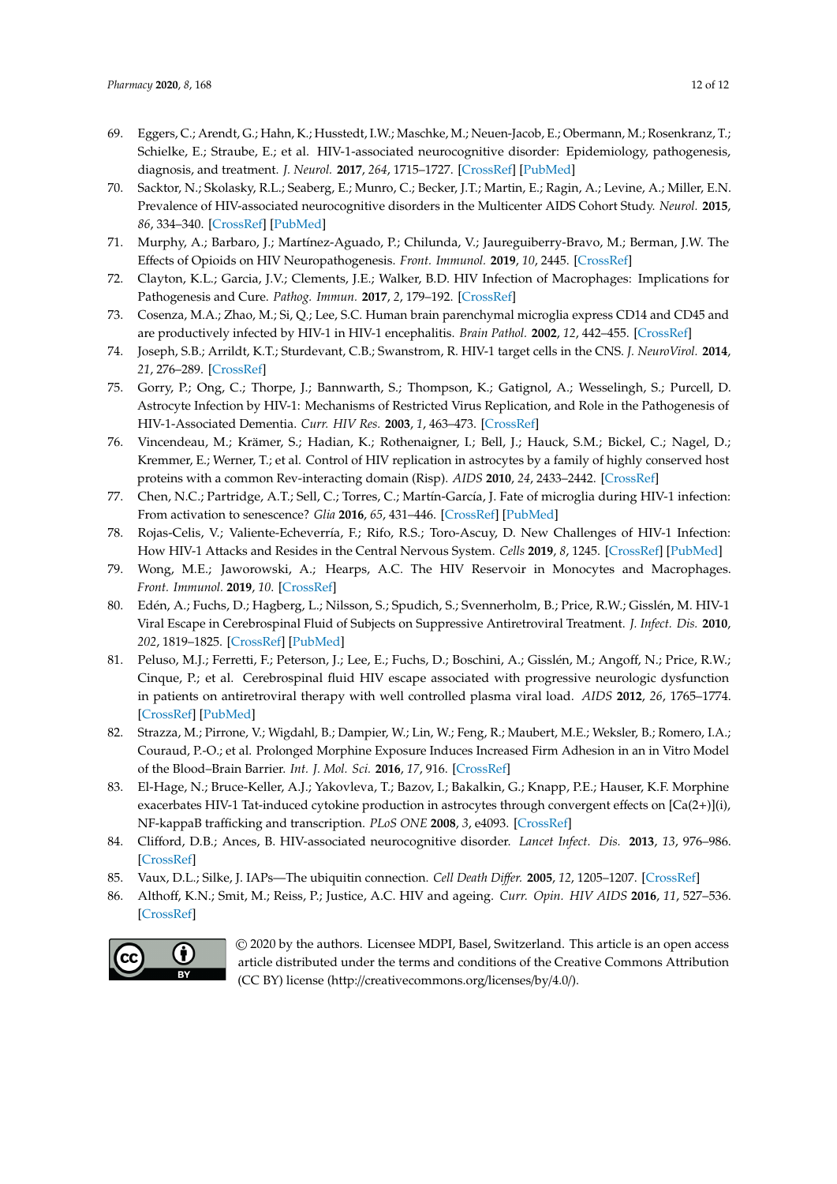69. Eggers, C.; Arendt, G.; Hahn, K.; Husstedt, I.W.; Maschke, M.; Neuen-Jacob, E.; Obermann, M.; Rosenkranz, T.; Schielke, E.; Straube, E.; et al. HIV-1-associated neurocognitive disorder: Epidemiology, pathogenesis, diagnosis, and treatment. *J. Neurol.* **2017**, *264*, 1715–1727. [CrossRef] [PubMed]
70. Sacktor, N.; Skolasky, R.L.; Seaberg, E.; Munro, C.; Becker, J.T.; Martin, E.; Ragin, A.; Levine, A.; Miller, E.N. Prevalence of HIV-associated neurocognitive disorders in the Multicenter AIDS Cohort Study. *Neurol.* **2015**, *86*, 334–340. [CrossRef] [PubMed]
71. Murphy, A.; Barbaro, J.; Martínez-Aguado, P.; Chilunda, V.; Jaureguiberry-Bravo, M.; Berman, J.W. The Effects of Opioids on HIV Neuropathogenesis. *Front. Immunol.* **2019**, *10*, 2445. [CrossRef]
72. Clayton, K.L.; Garcia, J.V.; Clements, J.E.; Walker, B.D. HIV Infection of Macrophages: Implications for Pathogenesis and Cure. *Pathog. Immun.* **2017**, *2*, 179–192. [CrossRef]
73. Cosenza, M.A.; Zhao, M.; Si, Q.; Lee, S.C. Human brain parenchymal microglia express CD14 and CD45 and are productively infected by HIV-1 in HIV-1 encephalitis. *Brain Pathol.* **2002**, *12*, 442–455. [CrossRef]
74. Joseph, S.B.; Arrildt, K.T.; Sturdevant, C.B.; Swanstrom, R. HIV-1 target cells in the CNS. *J. NeuroVirol.* **2014**, *21*, 276–289. [CrossRef]
75. Gorry, P.; Ong, C.; Thorpe, J.; Bannwarth, S.; Thompson, K.; Gatignol, A.; Wesselingh, S.; Purcell, D. Astrocyte Infection by HIV-1: Mechanisms of Restricted Virus Replication, and Role in the Pathogenesis of HIV-1-Associated Dementia. *Curr. HIV Res.* **2003**, *1*, 463–473. [CrossRef]
76. Vincendeau, M.; Krämer, S.; Hadian, K.; Rothenaigner, I.; Bell, J.; Hauck, S.M.; Bickel, C.; Nagel, D.; Kremmer, E.; Werner, T.; et al. Control of HIV replication in astrocytes by a family of highly conserved host proteins with a common Rev-interacting domain (Risp). *AIDS* **2010**, *24*, 2433–2442. [CrossRef]
77. Chen, N.C.; Partridge, A.T.; Sell, C.; Torres, C.; Martín-García, J. Fate of microglia during HIV-1 infection: From activation to senescence? *Glia* **2016**, *65*, 431–446. [CrossRef] [PubMed]
78. Rojas-Celis, V.; Valiente-Echeverría, F.; Rifo, R.S.; Toro-Ascuy, D. New Challenges of HIV-1 Infection: How HIV-1 Attacks and Resides in the Central Nervous System. *Cells* **2019**, *8*, 1245. [CrossRef] [PubMed]
79. Wong, M.E.; Jaworowski, A.; Hearps, A.C. The HIV Reservoir in Monocytes and Macrophages. *Front. Immunol.* **2019**, *10*. [CrossRef]
80. Edén, A.; Fuchs, D.; Hagberg, L.; Nilsson, S.; Spudich, S.; Svennerholm, B.; Price, R.W.; Gisslén, M. HIV-1 Viral Escape in Cerebrospinal Fluid of Subjects on Suppressive Antiretroviral Treatment. *J. Infect. Dis.* **2010**, *202*, 1819–1825. [CrossRef] [PubMed]
81. Peluso, M.J.; Ferretti, F.; Peterson, J.; Lee, E.; Fuchs, D.; Boschini, A.; Gisslén, M.; Angoff, N.; Price, R.W.; Cinque, P.; et al. Cerebrospinal fluid HIV escape associated with progressive neurologic dysfunction in patients on antiretroviral therapy with well controlled plasma viral load. *AIDS* **2012**, *26*, 1765–1774. [CrossRef] [PubMed]
82. Strazza, M.; Pirrone, V.; Wigdahl, B.; Dampier, W.; Lin, W.; Feng, R.; Maubert, M.E.; Weksler, B.; Romero, I.A.; Couraud, P.-O.; et al. Prolonged Morphine Exposure Induces Increased Firm Adhesion in an in Vitro Model of the Blood–Brain Barrier. *Int. J. Mol. Sci.* **2016**, *17*, 916. [CrossRef]
83. El-Hage, N.; Bruce-Keller, A.J.; Yakovleva, T.; Bazov, I.; Bakalkin, G.; Knapp, P.E.; Hauser, K.F. Morphine exacerbates HIV-1 Tat-induced cytokine production in astrocytes through convergent effects on [Ca(2+)](i), NF-kappaB trafficking and transcription. *PLoS ONE* **2008**, *3*, e4093. [CrossRef]
84. Clifford, D.B.; Ances, B. HIV-associated neurocognitive disorder. *Lancet Infect. Dis.* **2013**, *13*, 976–986. [CrossRef]
85. Vaux, D.L.; Silke, J. IAPs—The ubiquitin connection. *Cell Death Differ.* **2005**, *12*, 1205–1207. [CrossRef]
86. Althoff, K.N.; Smit, M.; Reiss, P.; Justice, A.C. HIV and ageing. *Curr. Opin. HIV AIDS* **2016**, *11*, 527–536. [CrossRef]

© 2020 by the authors. Licensee MDPI, Basel, Switzerland. This article is an open access article distributed under the terms and conditions of the Creative Commons Attribution (CC BY) license (http://creativecommons.org/licenses/by/4.0/).